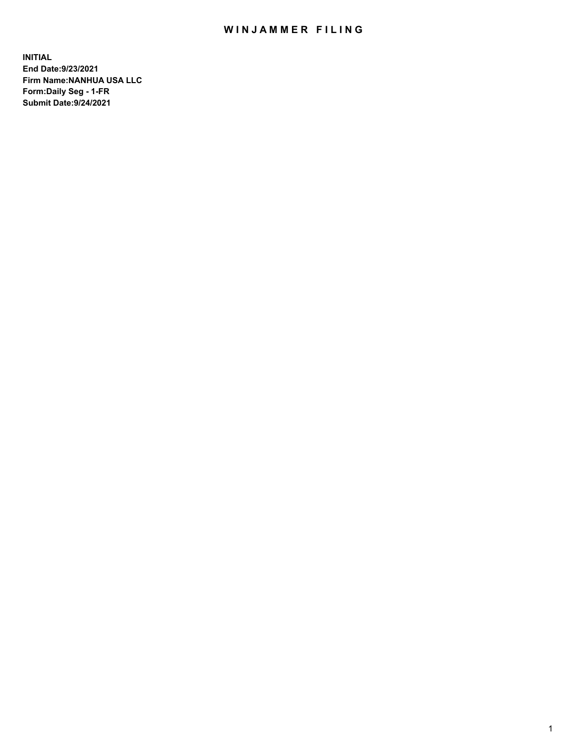# WINJAMMER FILING

**INITIAL**
**End Date:9/23/2021**
**Firm Name:NANHUA USA LLC**
**Form:Daily Seg - 1-FR**
**Submit Date:9/24/2021**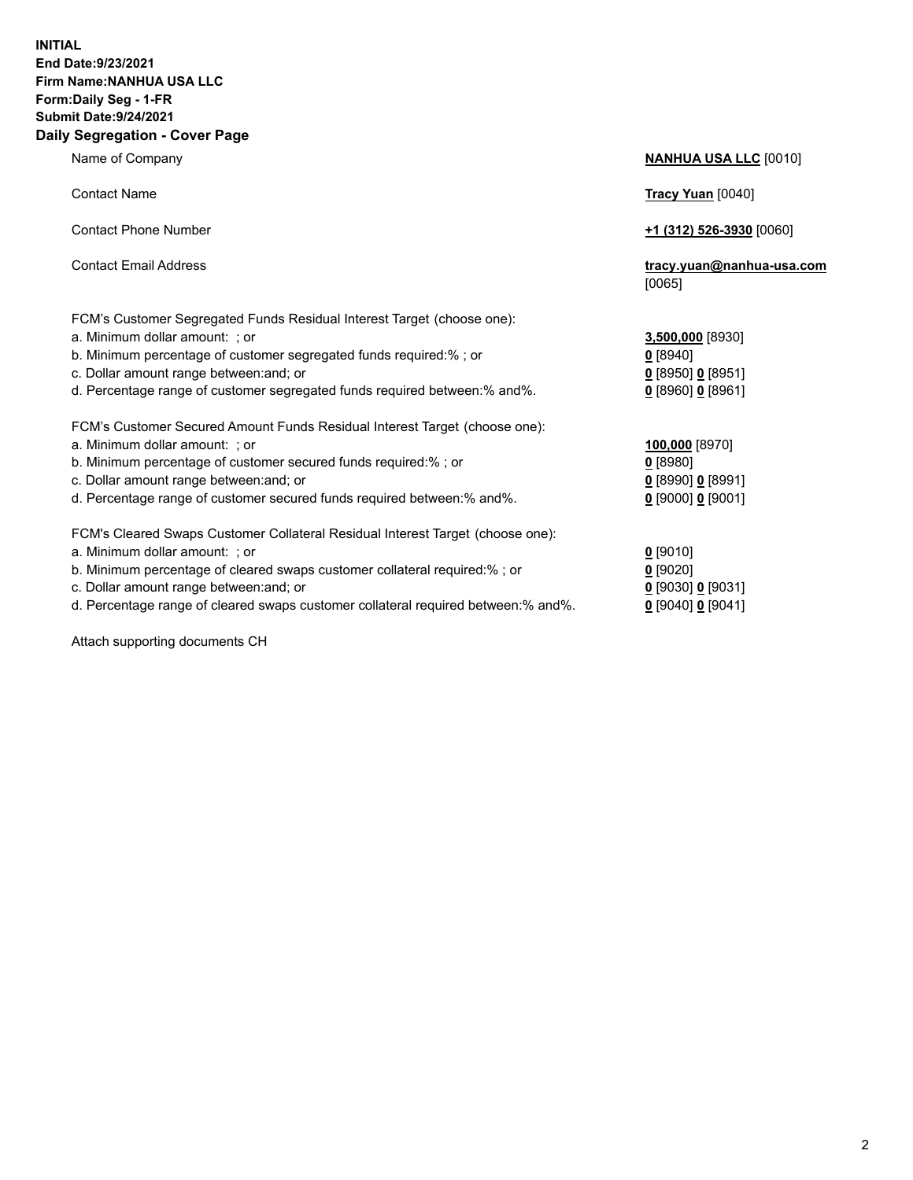**INITIAL**
**End Date:9/23/2021**
**Firm Name:NANHUA USA LLC**
**Form:Daily Seg - 1-FR**
**Submit Date:9/24/2021**

## Daily Segregation - Cover Page

| | |
|---|---|
| Name of Company | **NANHUA USA LLC** [0010] |
| Contact Name | **Tracy Yuan** [0040] |
| Contact Phone Number | **+1 (312) 526-3930** [0060] |
| Contact Email Address | **tracy.yuan@nanhua-usa.com** [0065] |
| FCM's Customer Segregated Funds Residual Interest Target (choose one): | |
| a. Minimum dollar amount: ; or | **3,500,000** [8930] |
| b. Minimum percentage of customer segregated funds required:% ; or | **0** [8940] |
| c. Dollar amount range between:and; or | **0** [8950] **0** [8951] |
| d. Percentage range of customer segregated funds required between:% and%. | **0** [8960] **0** [8961] |
| FCM's Customer Secured Amount Funds Residual Interest Target (choose one): | |
| a. Minimum dollar amount: ; or | **100,000** [8970] |
| b. Minimum percentage of customer secured funds required:% ; or | **0** [8980] |
| c. Dollar amount range between:and; or | **0** [8990] **0** [8991] |
| d. Percentage range of customer secured funds required between:% and%. | **0** [9000] **0** [9001] |
| FCM's Cleared Swaps Customer Collateral Residual Interest Target (choose one): | |
| a. Minimum dollar amount: ; or | **0** [9010] |
| b. Minimum percentage of cleared swaps customer collateral required:% ; or | **0** [9020] |
| c. Dollar amount range between:and; or | **0** [9030] **0** [9031] |
| d. Percentage range of cleared swaps customer collateral required between:% and%. | **0** [9040] **0** [9041] |

Attach supporting documents CH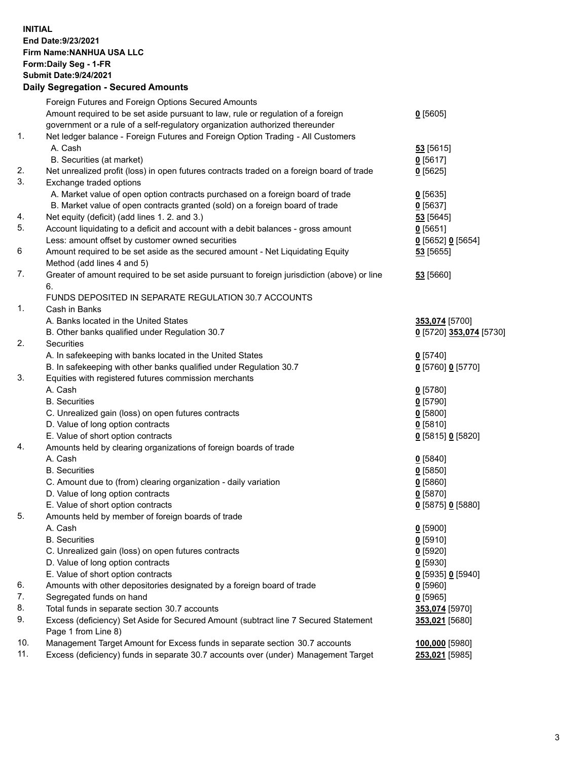**INITIAL**
**End Date:9/23/2021**
**Firm Name:NANHUA USA LLC**
**Form:Daily Seg - 1-FR**
**Submit Date:9/24/2021**

## Daily Segregation - Secured Amounts

| | | |
|---|---|---|
| | Foreign Futures and Foreign Options Secured Amounts | |
| | Amount required to be set aside pursuant to law, rule or regulation of a foreign government or a rule of a self-regulatory organization authorized thereunder | **0** [5605] |
| 1. | Net ledger balance - Foreign Futures and Foreign Option Trading - All Customers | |
| | A. Cash | **53** [5615] |
| | B. Securities (at market) | **0** [5617] |
| 2. | Net unrealized profit (loss) in open futures contracts traded on a foreign board of trade | **0** [5625] |
| 3. | Exchange traded options | |
| | A. Market value of open option contracts purchased on a foreign board of trade | **0** [5635] |
| | B. Market value of open contracts granted (sold) on a foreign board of trade | **0** [5637] |
| 4. | Net equity (deficit) (add lines 1. 2. and 3.) | **53** [5645] |
| 5. | Account liquidating to a deficit and account with a debit balances - gross amount | **0** [5651] |
| | Less: amount offset by customer owned securities | **0** [5652] **0** [5654] |
| 6 | Amount required to be set aside as the secured amount - Net Liquidating Equity Method (add lines 4 and 5) | **53** [5655] |
| 7. | Greater of amount required to be set aside pursuant to foreign jurisdiction (above) or line 6. | **53** [5660] |
| | FUNDS DEPOSITED IN SEPARATE REGULATION 30.7 ACCOUNTS | |
| 1. | Cash in Banks | |
| | A. Banks located in the United States | **353,074** [5700] |
| | B. Other banks qualified under Regulation 30.7 | **0** [5720] **353,074** [5730] |
| 2. | Securities | |
| | A. In safekeeping with banks located in the United States | **0** [5740] |
| | B. In safekeeping with other banks qualified under Regulation 30.7 | **0** [5760] **0** [5770] |
| 3. | Equities with registered futures commission merchants | |
| | A. Cash | **0** [5780] |
| | B. Securities | **0** [5790] |
| | C. Unrealized gain (loss) on open futures contracts | **0** [5800] |
| | D. Value of long option contracts | **0** [5810] |
| | E. Value of short option contracts | **0** [5815] **0** [5820] |
| 4. | Amounts held by clearing organizations of foreign boards of trade | |
| | A. Cash | **0** [5840] |
| | B. Securities | **0** [5850] |
| | C. Amount due to (from) clearing organization - daily variation | **0** [5860] |
| | D. Value of long option contracts | **0** [5870] |
| | E. Value of short option contracts | **0** [5875] **0** [5880] |
| 5. | Amounts held by member of foreign boards of trade | |
| | A. Cash | **0** [5900] |
| | B. Securities | **0** [5910] |
| | C. Unrealized gain (loss) on open futures contracts | **0** [5920] |
| | D. Value of long option contracts | **0** [5930] |
| | E. Value of short option contracts | **0** [5935] **0** [5940] |
| 6. | Amounts with other depositories designated by a foreign board of trade | **0** [5960] |
| 7. | Segregated funds on hand | **0** [5965] |
| 8. | Total funds in separate section 30.7 accounts | **353,074** [5970] |
| 9. | Excess (deficiency) Set Aside for Secured Amount (subtract line 7 Secured Statement Page 1 from Line 8) | **353,021** [5680] |
| 10. | Management Target Amount for Excess funds in separate section 30.7 accounts | **100,000** [5980] |
| 11. | Excess (deficiency) funds in separate 30.7 accounts over (under) Management Target | **253,021** [5985] |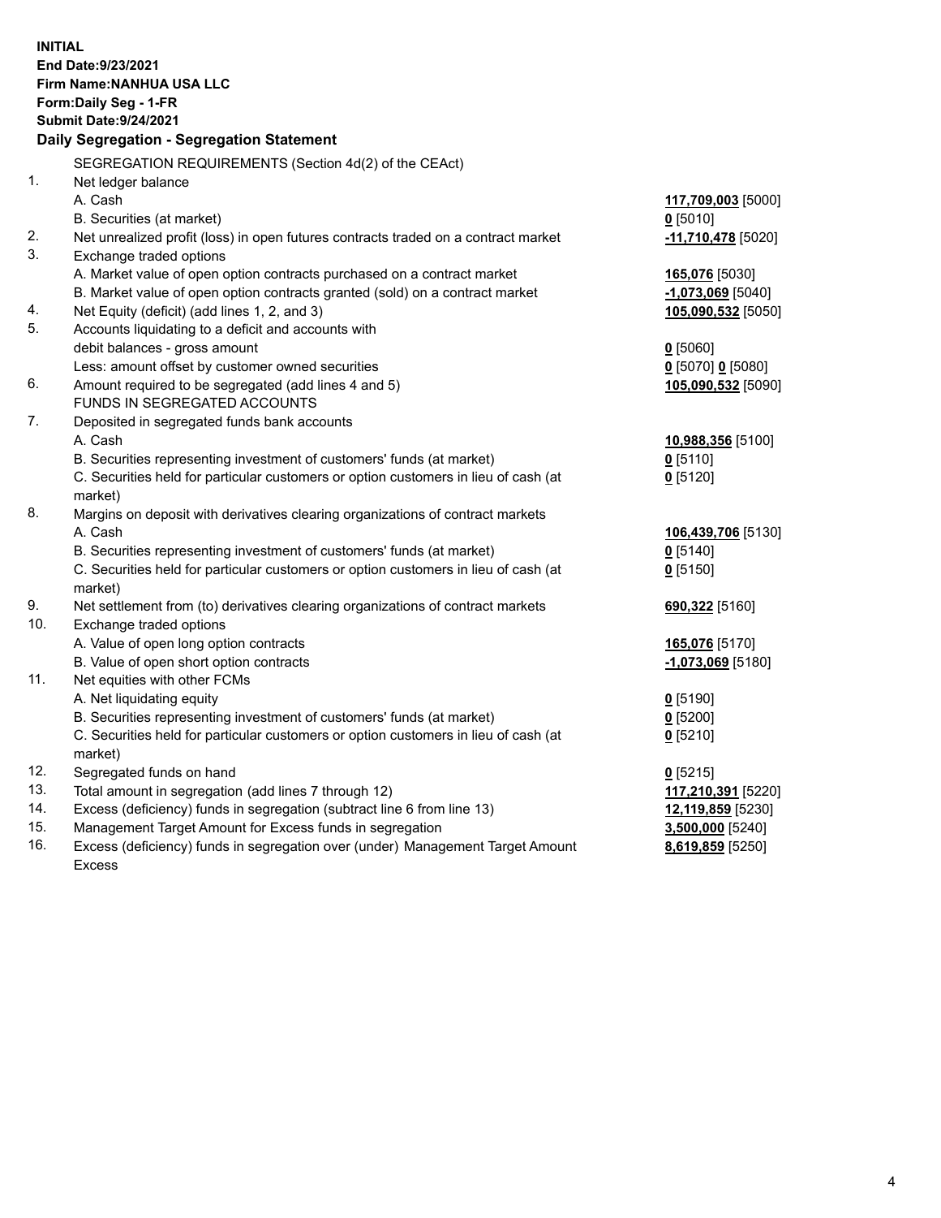**INITIAL**
**End Date:9/23/2021**
**Firm Name:NANHUA USA LLC**
**Form:Daily Seg - 1-FR**
**Submit Date:9/24/2021**

## Daily Segregation - Segregation Statement

| | | |
|---|---|---|
| | SEGREGATION REQUIREMENTS (Section 4d(2) of the CEAct) | |
| 1. | Net ledger balance | |
| | A. Cash | **117,709,003** [5000] |
| | B. Securities (at market) | **0** [5010] |
| 2. | Net unrealized profit (loss) in open futures contracts traded on a contract market | **-11,710,478** [5020] |
| 3. | Exchange traded options | |
| | A. Market value of open option contracts purchased on a contract market | **165,076** [5030] |
| | B. Market value of open option contracts granted (sold) on a contract market | **-1,073,069** [5040] |
| 4. | Net Equity (deficit) (add lines 1, 2, and 3) | **105,090,532** [5050] |
| 5. | Accounts liquidating to a deficit and accounts with debit balances - gross amount | **0** [5060] |
| | Less: amount offset by customer owned securities | **0** [5070] **0** [5080] |
| 6. | Amount required to be segregated (add lines 4 and 5) | **105,090,532** [5090] |
| | FUNDS IN SEGREGATED ACCOUNTS | |
| 7. | Deposited in segregated funds bank accounts | |
| | A. Cash | **10,988,356** [5100] |
| | B. Securities representing investment of customers' funds (at market) | **0** [5110] |
| | C. Securities held for particular customers or option customers in lieu of cash (at market) | **0** [5120] |
| 8. | Margins on deposit with derivatives clearing organizations of contract markets | |
| | A. Cash | **106,439,706** [5130] |
| | B. Securities representing investment of customers' funds (at market) | **0** [5140] |
| | C. Securities held for particular customers or option customers in lieu of cash (at market) | **0** [5150] |
| 9. | Net settlement from (to) derivatives clearing organizations of contract markets | **690,322** [5160] |
| 10. | Exchange traded options | |
| | A. Value of open long option contracts | **165,076** [5170] |
| | B. Value of open short option contracts | **-1,073,069** [5180] |
| 11. | Net equities with other FCMs | |
| | A. Net liquidating equity | **0** [5190] |
| | B. Securities representing investment of customers' funds (at market) | **0** [5200] |
| | C. Securities held for particular customers or option customers in lieu of cash (at market) | **0** [5210] |
| 12. | Segregated funds on hand | **0** [5215] |
| 13. | Total amount in segregation (add lines 7 through 12) | **117,210,391** [5220] |
| 14. | Excess (deficiency) funds in segregation (subtract line 6 from line 13) | **12,119,859** [5230] |
| 15. | Management Target Amount for Excess funds in segregation | **3,500,000** [5240] |
| 16. | Excess (deficiency) funds in segregation over (under) Management Target Amount Excess | **8,619,859** [5250] |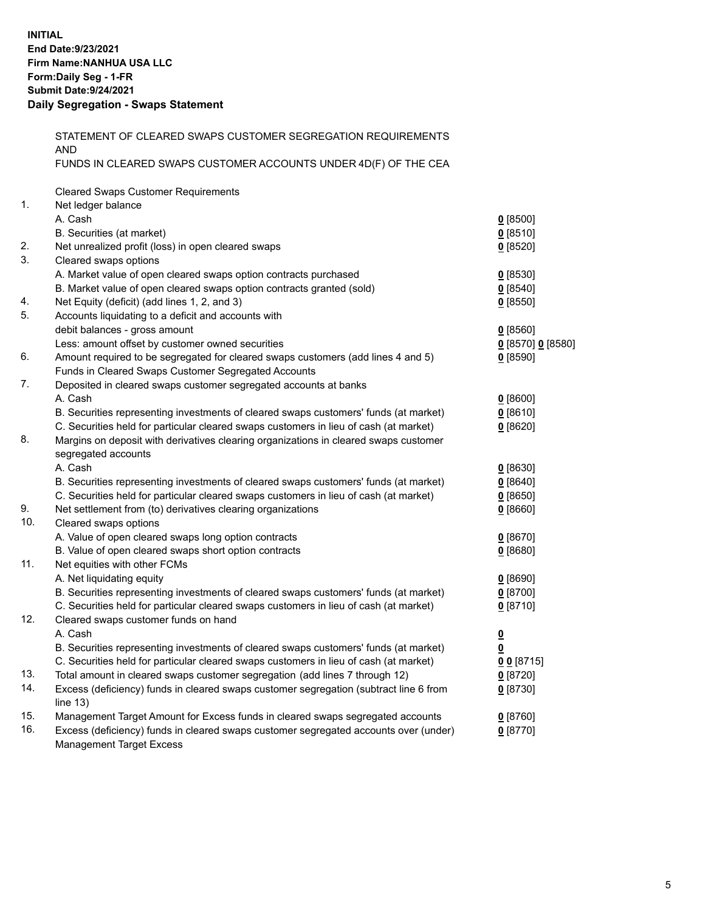**INITIAL**
**End Date:9/23/2021**
**Firm Name:NANHUA USA LLC**
**Form:Daily Seg - 1-FR**
**Submit Date:9/24/2021**
**Daily Segregation - Swaps Statement**

STATEMENT OF CLEARED SWAPS CUSTOMER SEGREGATION REQUIREMENTS AND FUNDS IN CLEARED SWAPS CUSTOMER ACCOUNTS UNDER 4D(F) OF THE CEA

| | | |
|---|---|---|
| | Cleared Swaps Customer Requirements | |
| 1. | Net ledger balance | |
| | A. Cash | 0 [8500] |
| | B. Securities (at market) | 0 [8510] |
| 2. | Net unrealized profit (loss) in open cleared swaps | 0 [8520] |
| 3. | Cleared swaps options | |
| | A. Market value of open cleared swaps option contracts purchased | 0 [8530] |
| | B. Market value of open cleared swaps option contracts granted (sold) | 0 [8540] |
| 4. | Net Equity (deficit) (add lines 1, 2, and 3) | 0 [8550] |
| 5. | Accounts liquidating to a deficit and accounts with debit balances - gross amount | 0 [8560] |
| | Less: amount offset by customer owned securities | 0 [8570] 0 [8580] |
| 6. | Amount required to be segregated for cleared swaps customers (add lines 4 and 5) | 0 [8590] |
| | Funds in Cleared Swaps Customer Segregated Accounts | |
| 7. | Deposited in cleared swaps customer segregated accounts at banks | |
| | A. Cash | 0 [8600] |
| | B. Securities representing investments of cleared swaps customers' funds (at market) | 0 [8610] |
| | C. Securities held for particular cleared swaps customers in lieu of cash (at market) | 0 [8620] |
| 8. | Margins on deposit with derivatives clearing organizations in cleared swaps customer segregated accounts | |
| | A. Cash | 0 [8630] |
| | B. Securities representing investments of cleared swaps customers' funds (at market) | 0 [8640] |
| | C. Securities held for particular cleared swaps customers in lieu of cash (at market) | 0 [8650] |
| 9. | Net settlement from (to) derivatives clearing organizations | 0 [8660] |
| 10. | Cleared swaps options | |
| | A. Value of open cleared swaps long option contracts | 0 [8670] |
| | B. Value of open cleared swaps short option contracts | 0 [8680] |
| 11. | Net equities with other FCMs | |
| | A. Net liquidating equity | 0 [8690] |
| | B. Securities representing investments of cleared swaps customers' funds (at market) | 0 [8700] |
| | C. Securities held for particular cleared swaps customers in lieu of cash (at market) | 0 [8710] |
| 12. | Cleared swaps customer funds on hand | |
| | A. Cash | 0 |
| | B. Securities representing investments of cleared swaps customers' funds (at market) | 0 |
| | C. Securities held for particular cleared swaps customers in lieu of cash (at market) | 0 0 [8715] |
| 13. | Total amount in cleared swaps customer segregation (add lines 7 through 12) | 0 [8720] |
| 14. | Excess (deficiency) funds in cleared swaps customer segregation (subtract line 6 from line 13) | 0 [8730] |
| 15. | Management Target Amount for Excess funds in cleared swaps segregated accounts | 0 [8760] |
| 16. | Excess (deficiency) funds in cleared swaps customer segregated accounts over (under) Management Target Excess | 0 [8770] |